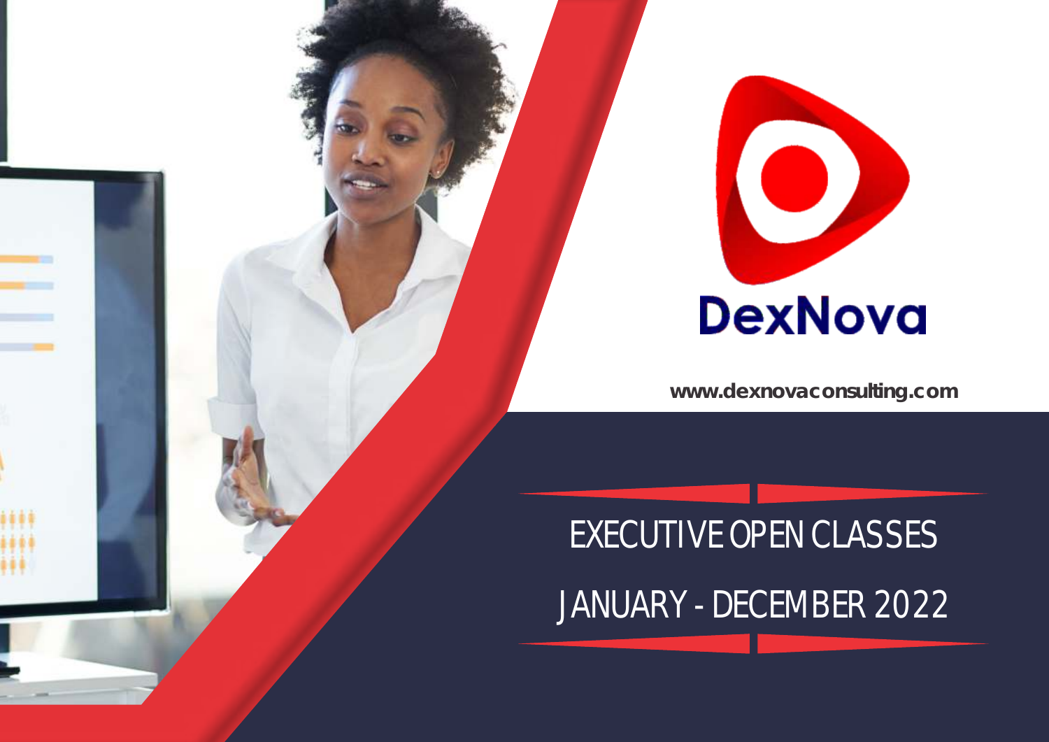DexNova

www.dexnovaconsulting.com

# EXECUTIVE OPEN CLASSES

# JANUARY - DECEMBER 2022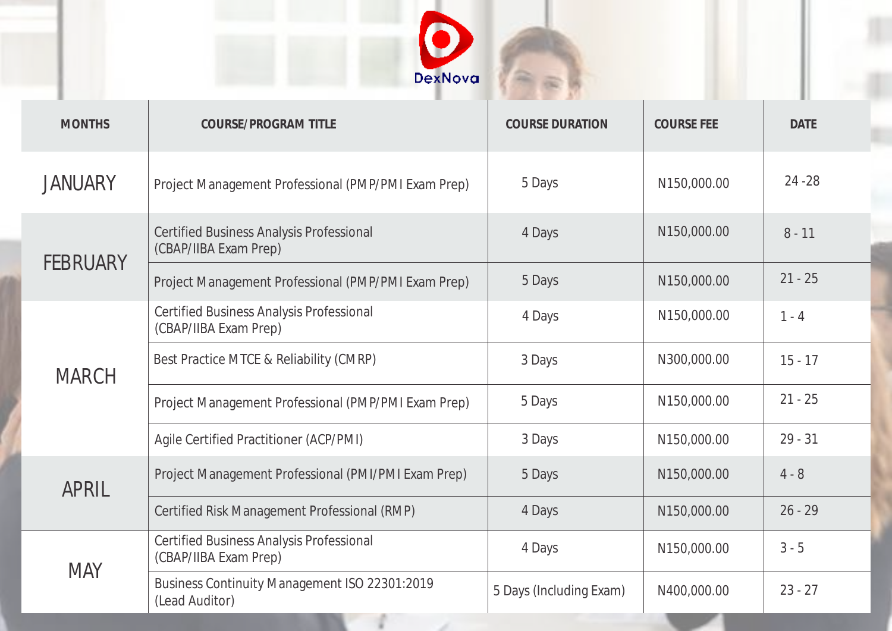DexNova

| MONTHS | COURSE/PROGRAM TITLE | COURSE DURATION | COURSE FEE | DATE |
|---|---|---|---|---|
| JANUARY | Project Management Professional (PMP/PMI Exam Prep) | 5 Days | N150,000.00 | 24 -28 |
| FEBRUARY | Certified Business Analysis Professional (CBAP/IIBA Exam Prep) | 4 Days | N150,000.00 | 8 - 11 |
| | Project Management Professional (PMP/PMI Exam Prep) | 5 Days | N150,000.00 | 21 - 25 |
| MARCH | Certified Business Analysis Professional (CBAP/IIBA Exam Prep) | 4 Days | N150,000.00 | 1 - 4 |
| | Best Practice MTCE & Reliability (CMRP) | 3 Days | N300,000.00 | 15 - 17 |
| | Project Management Professional (PMP/PMI Exam Prep) | 5 Days | N150,000.00 | 21 - 25 |
| | Agile Certified Practitioner (ACP/PMI) | 3 Days | N150,000.00 | 29 - 31 |
| APRIL | Project Management Professional (PMI/PMI Exam Prep) | 5 Days | N150,000.00 | 4 - 8 |
| | Certified Risk Management Professional (RMP) | 4 Days | N150,000.00 | 26 - 29 |
| MAY | Certified Business Analysis Professional (CBAP/IIBA Exam Prep) | 4 Days | N150,000.00 | 3 - 5 |
| | Business Continuity Management ISO 22301:2019 (Lead Auditor) | 5 Days (Including Exam) | N400,000.00 | 23 - 27 |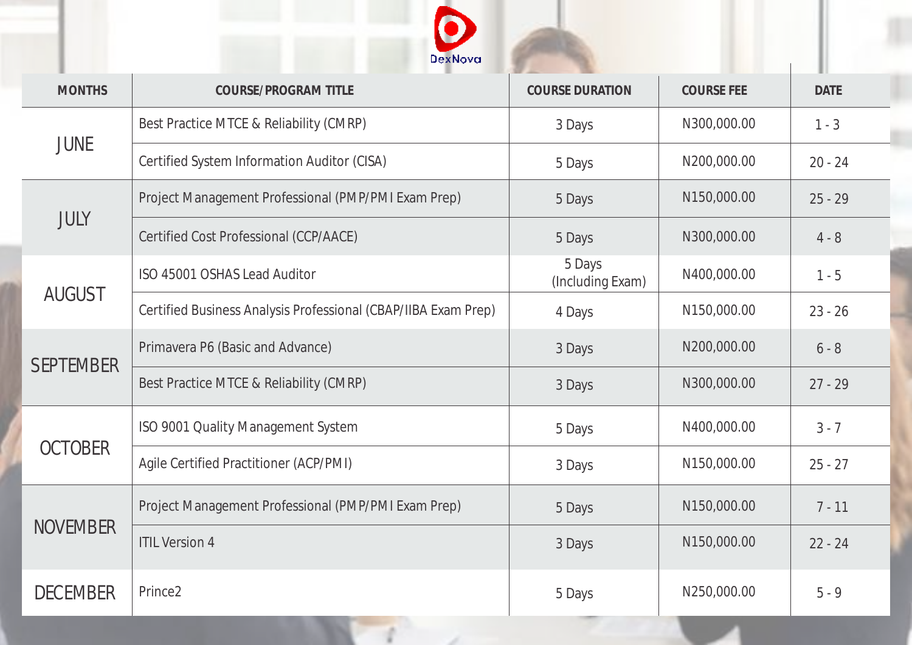DexNova

| MONTHS | COURSE/PROGRAM TITLE | COURSE DURATION | COURSE FEE | DATE |
|---|---|---|---|---|
| JUNE | Best Practice MTCE & Reliability (CMRP) | 3 Days | N300,000.00 | 1 - 3 |
| | Certified System Information Auditor (CISA) | 5 Days | N200,000.00 | 20 - 24 |
| JULY | Project Management Professional (PMP/PMI Exam Prep) | 5 Days | N150,000.00 | 25 - 29 |
| | Certified Cost Professional (CCP/AACE) | 5 Days | N300,000.00 | 4 - 8 |
| AUGUST | ISO 45001 OSHAS Lead Auditor | 5 Days (Including Exam) | N400,000.00 | 1 - 5 |
| | Certified Business Analysis Professional (CBAP/IIBA Exam Prep) | 4 Days | N150,000.00 | 23 - 26 |
| SEPTEMBER | Primavera P6 (Basic and Advance) | 3 Days | N200,000.00 | 6 - 8 |
| | Best Practice MTCE & Reliability (CMRP) | 3 Days | N300,000.00 | 27 - 29 |
| OCTOBER | ISO 9001 Quality Management System | 5 Days | N400,000.00 | 3 - 7 |
| | Agile Certified Practitioner (ACP/PMI) | 3 Days | N150,000.00 | 25 - 27 |
| NOVEMBER | Project Management Professional (PMP/PMI Exam Prep) | 5 Days | N150,000.00 | 7 - 11 |
| | ITIL Version 4 | 3 Days | N150,000.00 | 22 - 24 |
| DECEMBER | Prince2 | 5 Days | N250,000.00 | 5 - 9 |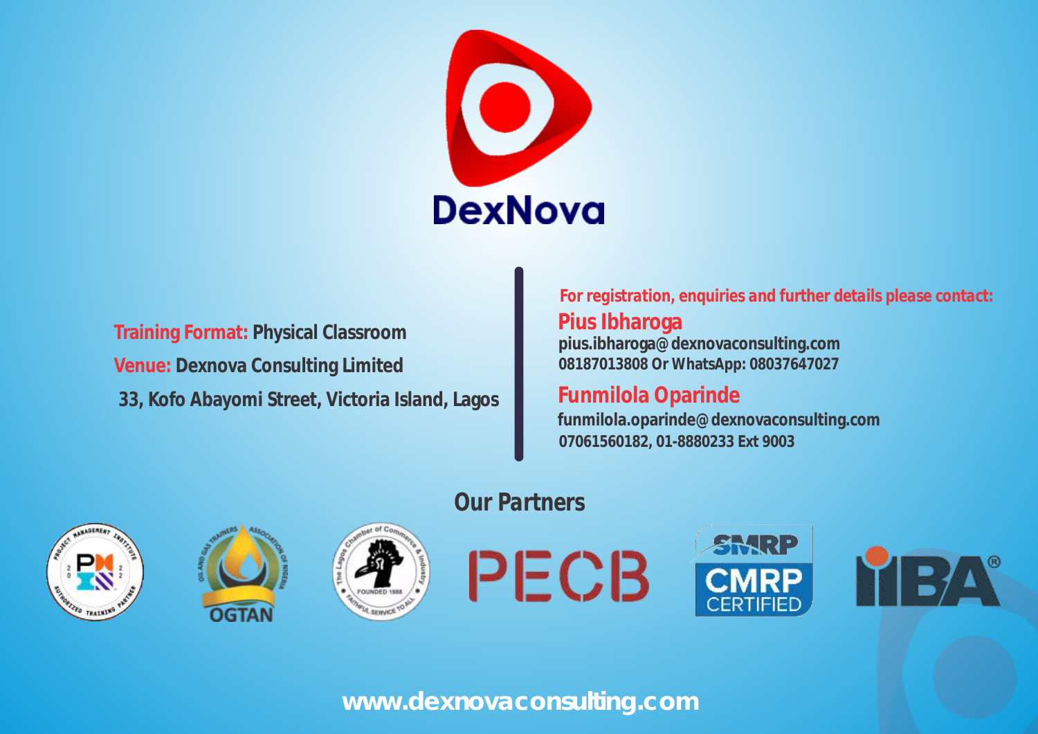# DexNova

**Training Format:** Physical Classroom

**Venue:** Dexnova Consulting Limited

33, Kofo Abayomi Street, Victoria Island, Lagos

**For registration, enquiries and further details please contact:**

**Pius Ibharoga**
pius.ibharoga@dexnovaconsulting.com
08187013808 Or WhatsApp: 08037647027

**Funmilola Oparinde**
funmilola.oparinde@dexnovaconsulting.com
07061560182, 01-8880233 Ext 9003

## Our Partners

PMI Authorized Training Partner · OGTAN · The Lagos Chamber of Commerce & Industry · PECB · SMRP CMRP Certified · IIBA

**www.dexnovaconsulting.com**